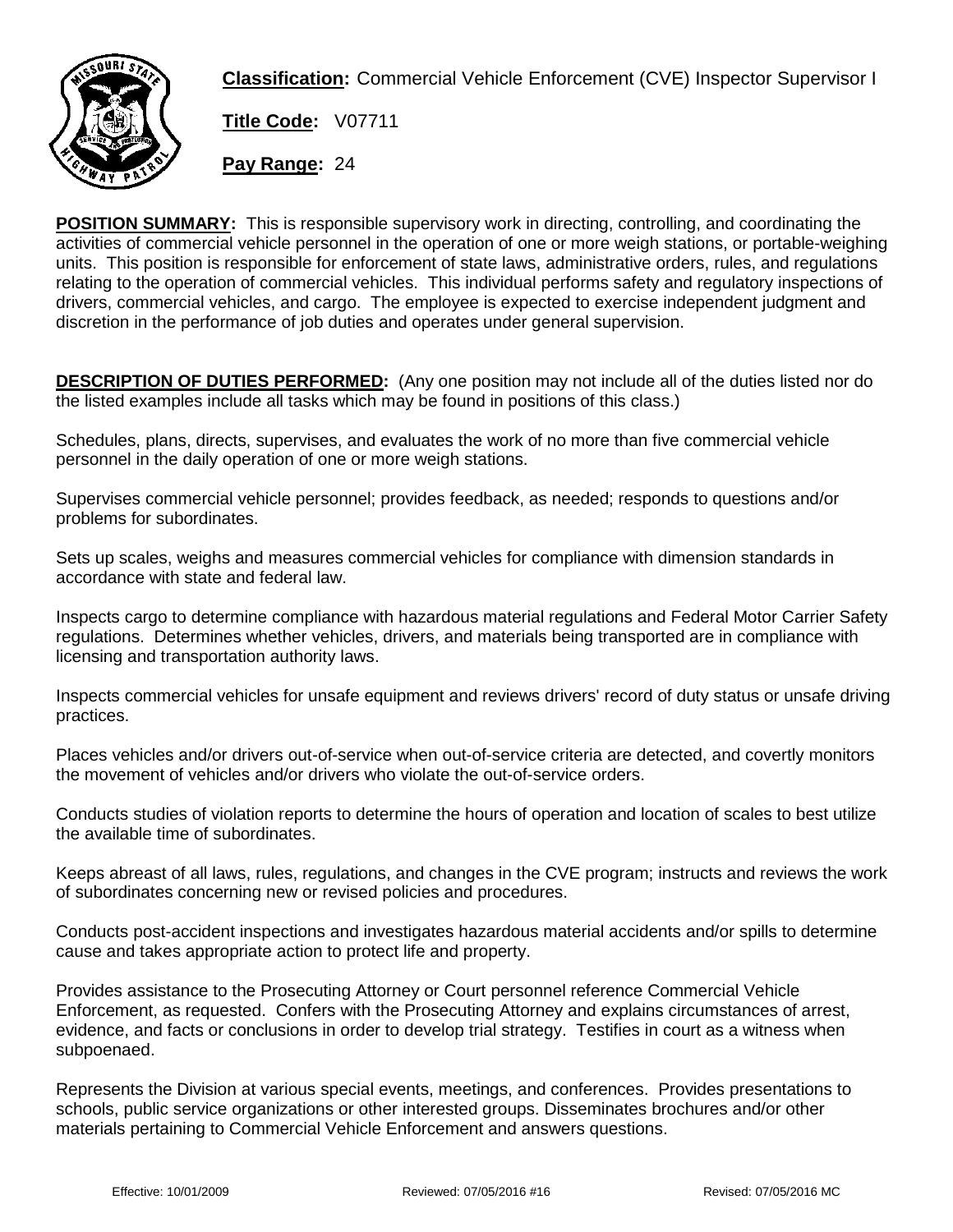**Classification:** Commercial Vehicle Enforcement (CVE) Inspector Supervisor I

**Title Code:** V07711

**Pay Range:** 24

**POSITION SUMMARY:** This is responsible supervisory work in directing, controlling, and coordinating the activities of commercial vehicle personnel in the operation of one or more weigh stations, or portable-weighing units. This position is responsible for enforcement of state laws, administrative orders, rules, and regulations relating to the operation of commercial vehicles. This individual performs safety and regulatory inspections of drivers, commercial vehicles, and cargo. The employee is expected to exercise independent judgment and discretion in the performance of job duties and operates under general supervision.

**DESCRIPTION OF DUTIES PERFORMED:** (Any one position may not include all of the duties listed nor do the listed examples include all tasks which may be found in positions of this class.)

Schedules, plans, directs, supervises, and evaluates the work of no more than five commercial vehicle personnel in the daily operation of one or more weigh stations.

Supervises commercial vehicle personnel; provides feedback, as needed; responds to questions and/or problems for subordinates.

Sets up scales, weighs and measures commercial vehicles for compliance with dimension standards in accordance with state and federal law.

Inspects cargo to determine compliance with hazardous material regulations and Federal Motor Carrier Safety regulations. Determines whether vehicles, drivers, and materials being transported are in compliance with licensing and transportation authority laws.

Inspects commercial vehicles for unsafe equipment and reviews drivers' record of duty status or unsafe driving practices.

Places vehicles and/or drivers out-of-service when out-of-service criteria are detected, and covertly monitors the movement of vehicles and/or drivers who violate the out-of-service orders.

Conducts studies of violation reports to determine the hours of operation and location of scales to best utilize the available time of subordinates.

Keeps abreast of all laws, rules, regulations, and changes in the CVE program; instructs and reviews the work of subordinates concerning new or revised policies and procedures.

Conducts post-accident inspections and investigates hazardous material accidents and/or spills to determine cause and takes appropriate action to protect life and property.

Provides assistance to the Prosecuting Attorney or Court personnel reference Commercial Vehicle Enforcement, as requested. Confers with the Prosecuting Attorney and explains circumstances of arrest, evidence, and facts or conclusions in order to develop trial strategy. Testifies in court as a witness when subpoenaed.

Represents the Division at various special events, meetings, and conferences. Provides presentations to schools, public service organizations or other interested groups. Disseminates brochures and/or other materials pertaining to Commercial Vehicle Enforcement and answers questions.

Effective: 10/01/2009 Reviewed: 07/05/2016 #16 Revised: 07/05/2016 MC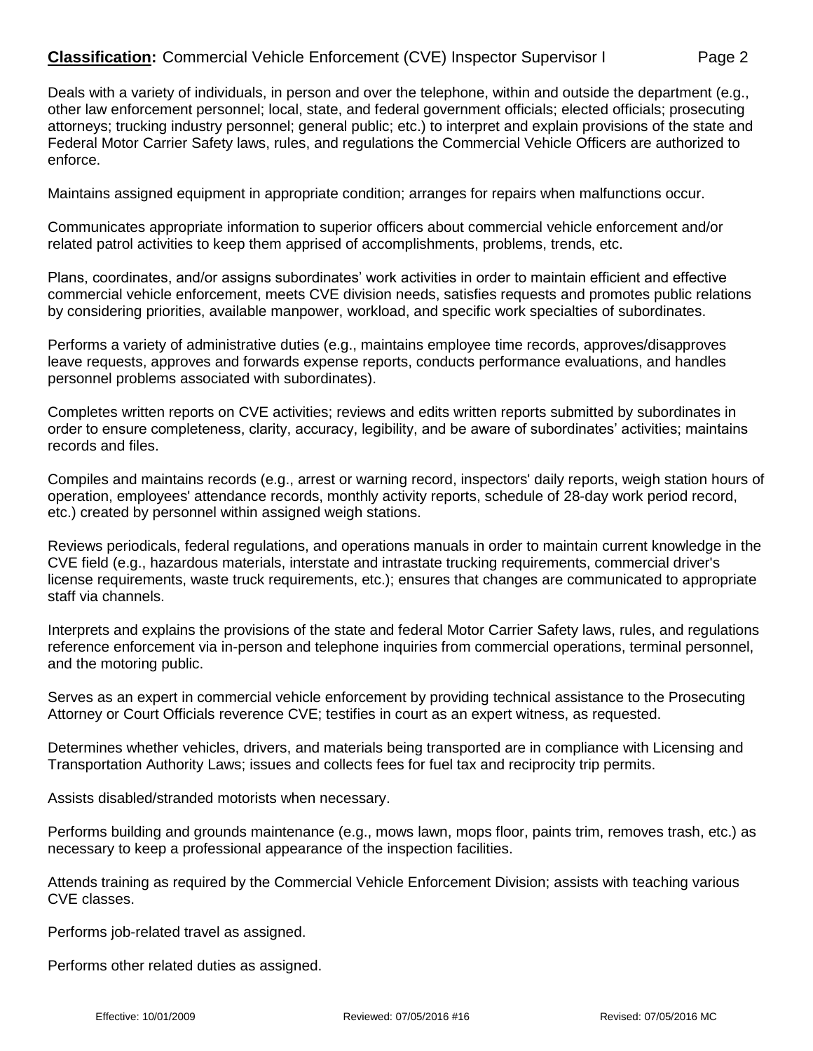**Classification:** Commercial Vehicle Enforcement (CVE) Inspector Supervisor I

Deals with a variety of individuals, in person and over the telephone, within and outside the department (e.g., other law enforcement personnel; local, state, and federal government officials; elected officials; prosecuting attorneys; trucking industry personnel; general public; etc.) to interpret and explain provisions of the state and Federal Motor Carrier Safety laws, rules, and regulations the Commercial Vehicle Officers are authorized to enforce.

Maintains assigned equipment in appropriate condition; arranges for repairs when malfunctions occur.

Communicates appropriate information to superior officers about commercial vehicle enforcement and/or related patrol activities to keep them apprised of accomplishments, problems, trends, etc.

Plans, coordinates, and/or assigns subordinates' work activities in order to maintain efficient and effective commercial vehicle enforcement, meets CVE division needs, satisfies requests and promotes public relations by considering priorities, available manpower, workload, and specific work specialties of subordinates.

Performs a variety of administrative duties (e.g., maintains employee time records, approves/disapproves leave requests, approves and forwards expense reports, conducts performance evaluations, and handles personnel problems associated with subordinates).

Completes written reports on CVE activities; reviews and edits written reports submitted by subordinates in order to ensure completeness, clarity, accuracy, legibility, and be aware of subordinates' activities; maintains records and files.

Compiles and maintains records (e.g., arrest or warning record, inspectors' daily reports, weigh station hours of operation, employees' attendance records, monthly activity reports, schedule of 28-day work period record, etc.) created by personnel within assigned weigh stations.

Reviews periodicals, federal regulations, and operations manuals in order to maintain current knowledge in the CVE field (e.g., hazardous materials, interstate and intrastate trucking requirements, commercial driver's license requirements, waste truck requirements, etc.); ensures that changes are communicated to appropriate staff via channels.

Interprets and explains the provisions of the state and federal Motor Carrier Safety laws, rules, and regulations reference enforcement via in-person and telephone inquiries from commercial operations, terminal personnel, and the motoring public.

Serves as an expert in commercial vehicle enforcement by providing technical assistance to the Prosecuting Attorney or Court Officials reverence CVE; testifies in court as an expert witness, as requested.

Determines whether vehicles, drivers, and materials being transported are in compliance with Licensing and Transportation Authority Laws; issues and collects fees for fuel tax and reciprocity trip permits.

Assists disabled/stranded motorists when necessary.

Performs building and grounds maintenance (e.g., mows lawn, mops floor, paints trim, removes trash, etc.) as necessary to keep a professional appearance of the inspection facilities.

Attends training as required by the Commercial Vehicle Enforcement Division; assists with teaching various CVE classes.

Performs job-related travel as assigned.

Performs other related duties as assigned.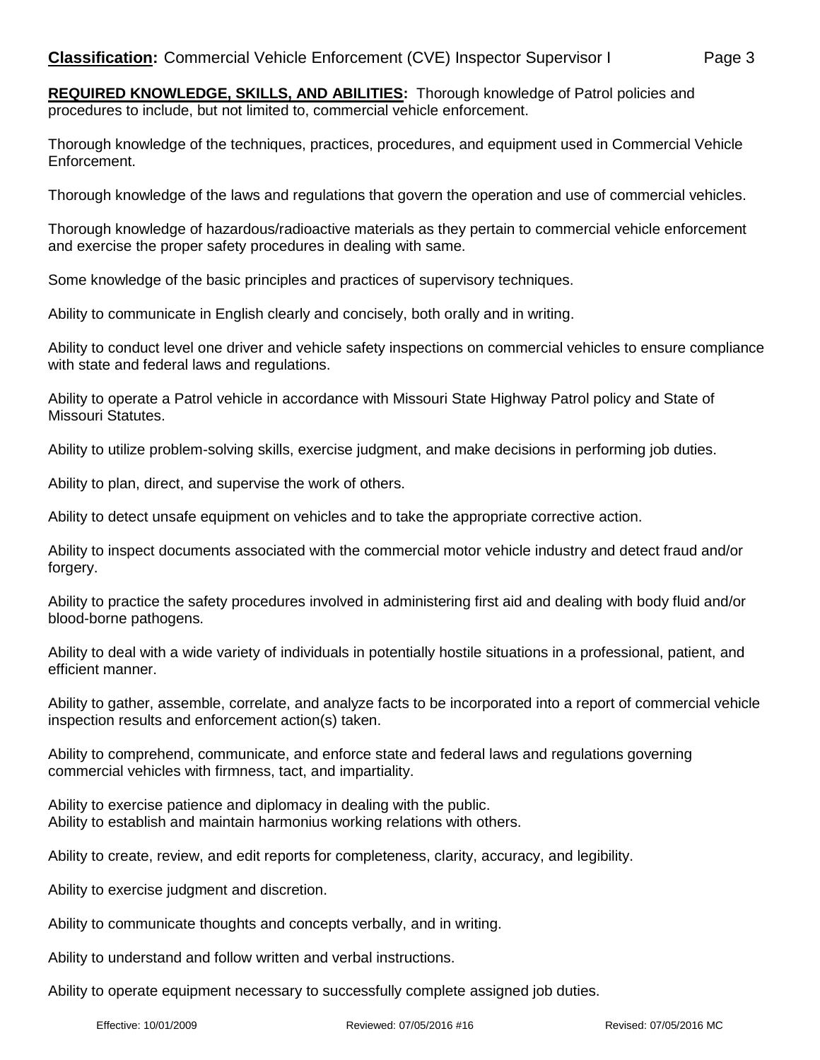**REQUIRED KNOWLEDGE, SKILLS, AND ABILITIES:** Thorough knowledge of Patrol policies and procedures to include, but not limited to, commercial vehicle enforcement.

Thorough knowledge of the techniques, practices, procedures, and equipment used in Commercial Vehicle Enforcement.

Thorough knowledge of the laws and regulations that govern the operation and use of commercial vehicles.

Thorough knowledge of hazardous/radioactive materials as they pertain to commercial vehicle enforcement and exercise the proper safety procedures in dealing with same.

Some knowledge of the basic principles and practices of supervisory techniques.

Ability to communicate in English clearly and concisely, both orally and in writing.

Ability to conduct level one driver and vehicle safety inspections on commercial vehicles to ensure compliance with state and federal laws and regulations.

Ability to operate a Patrol vehicle in accordance with Missouri State Highway Patrol policy and State of Missouri Statutes.

Ability to utilize problem-solving skills, exercise judgment, and make decisions in performing job duties.

Ability to plan, direct, and supervise the work of others.

Ability to detect unsafe equipment on vehicles and to take the appropriate corrective action.

Ability to inspect documents associated with the commercial motor vehicle industry and detect fraud and/or forgery.

Ability to practice the safety procedures involved in administering first aid and dealing with body fluid and/or blood-borne pathogens.

Ability to deal with a wide variety of individuals in potentially hostile situations in a professional, patient, and efficient manner.

Ability to gather, assemble, correlate, and analyze facts to be incorporated into a report of commercial vehicle inspection results and enforcement action(s) taken.

Ability to comprehend, communicate, and enforce state and federal laws and regulations governing commercial vehicles with firmness, tact, and impartiality.

Ability to exercise patience and diplomacy in dealing with the public.
Ability to establish and maintain harmonius working relations with others.

Ability to create, review, and edit reports for completeness, clarity, accuracy, and legibility.

Ability to exercise judgment and discretion.

Ability to communicate thoughts and concepts verbally, and in writing.

Ability to understand and follow written and verbal instructions.

Ability to operate equipment necessary to successfully complete assigned job duties.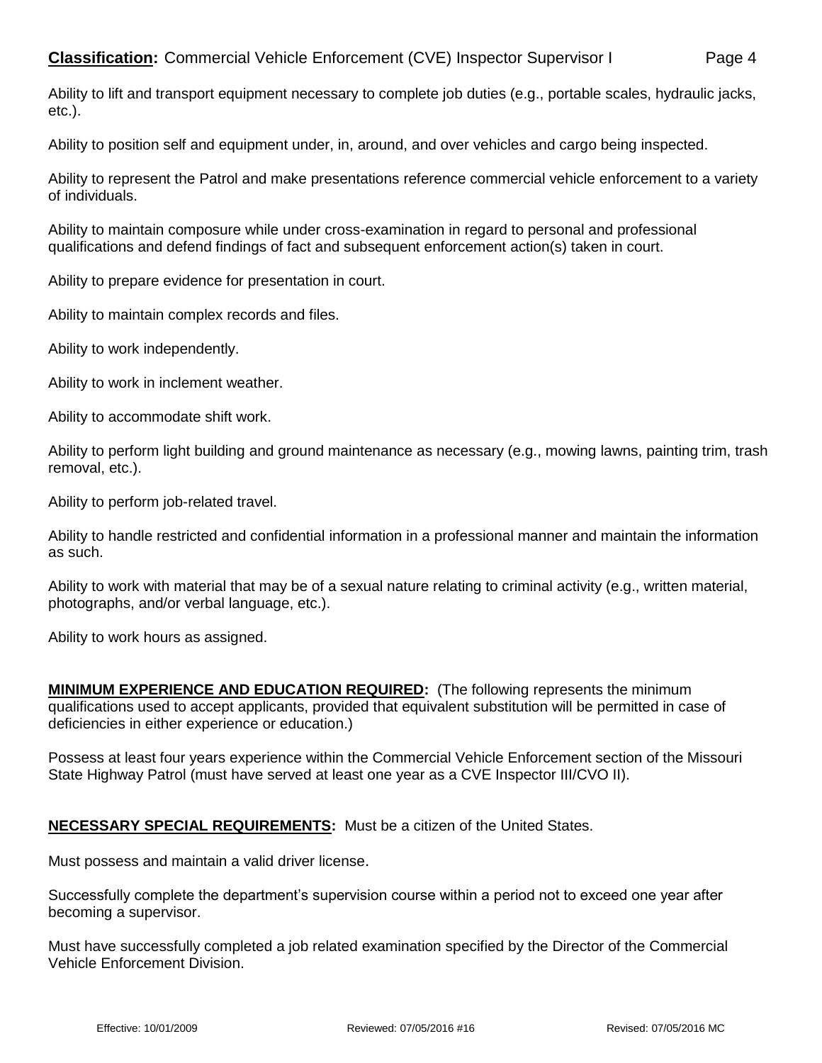Ability to lift and transport equipment necessary to complete job duties (e.g., portable scales, hydraulic jacks, etc.).

Ability to position self and equipment under, in, around, and over vehicles and cargo being inspected.

Ability to represent the Patrol and make presentations reference commercial vehicle enforcement to a variety of individuals.

Ability to maintain composure while under cross-examination in regard to personal and professional qualifications and defend findings of fact and subsequent enforcement action(s) taken in court.

Ability to prepare evidence for presentation in court.

Ability to maintain complex records and files.

Ability to work independently.

Ability to work in inclement weather.

Ability to accommodate shift work.

Ability to perform light building and ground maintenance as necessary (e.g., mowing lawns, painting trim, trash removal, etc.).

Ability to perform job-related travel.

Ability to handle restricted and confidential information in a professional manner and maintain the information as such.

Ability to work with material that may be of a sexual nature relating to criminal activity (e.g., written material, photographs, and/or verbal language, etc.).

Ability to work hours as assigned.

**MINIMUM EXPERIENCE AND EDUCATION REQUIRED:** (The following represents the minimum qualifications used to accept applicants, provided that equivalent substitution will be permitted in case of deficiencies in either experience or education.)

Possess at least four years experience within the Commercial Vehicle Enforcement section of the Missouri State Highway Patrol (must have served at least one year as a CVE Inspector III/CVO II).

**NECESSARY SPECIAL REQUIREMENTS:** Must be a citizen of the United States.

Must possess and maintain a valid driver license.

Successfully complete the department's supervision course within a period not to exceed one year after becoming a supervisor.

Must have successfully completed a job related examination specified by the Director of the Commercial Vehicle Enforcement Division.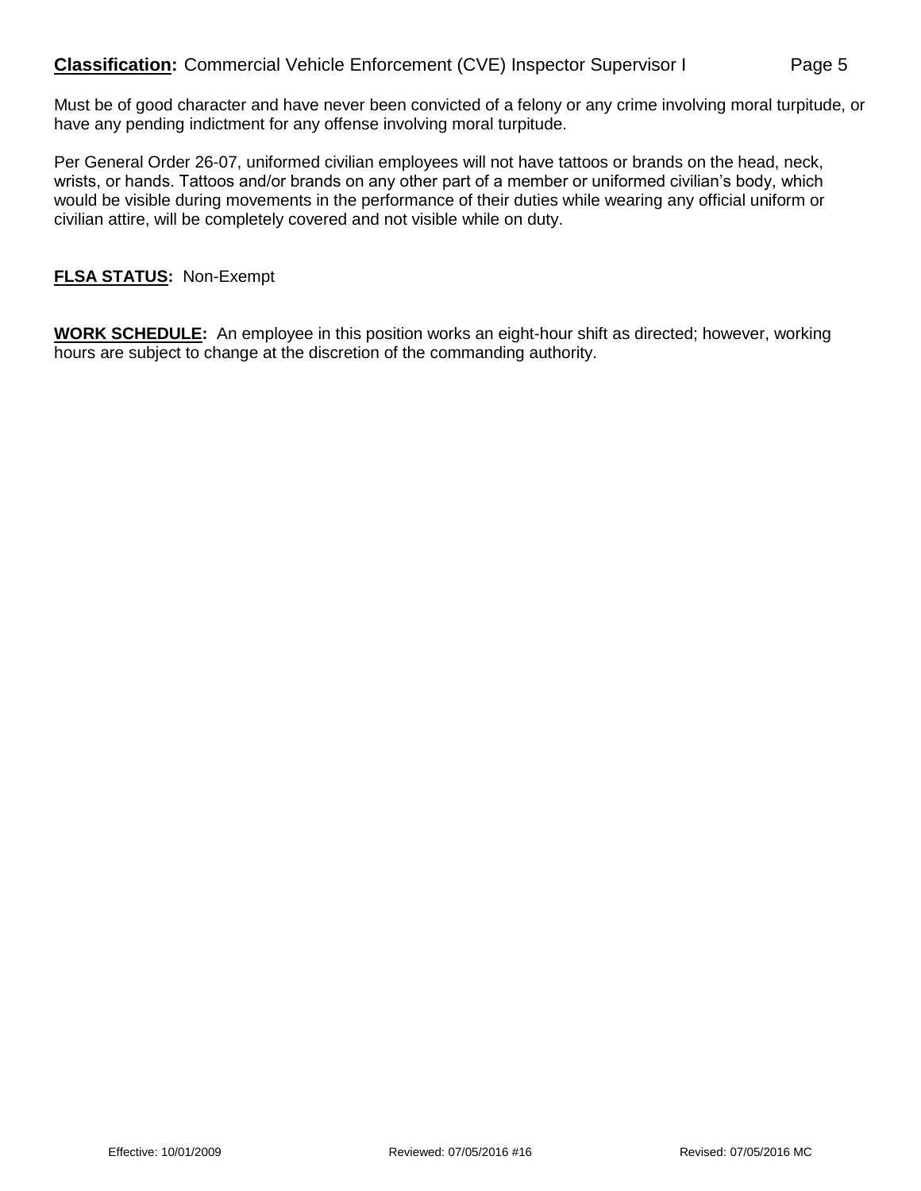Must be of good character and have never been convicted of a felony or any crime involving moral turpitude, or have any pending indictment for any offense involving moral turpitude.

Per General Order 26-07, uniformed civilian employees will not have tattoos or brands on the head, neck, wrists, or hands. Tattoos and/or brands on any other part of a member or uniformed civilian's body, which would be visible during movements in the performance of their duties while wearing any official uniform or civilian attire, will be completely covered and not visible while on duty.

**FLSA STATUS:** Non-Exempt

**WORK SCHEDULE:** An employee in this position works an eight-hour shift as directed; however, working hours are subject to change at the discretion of the commanding authority.